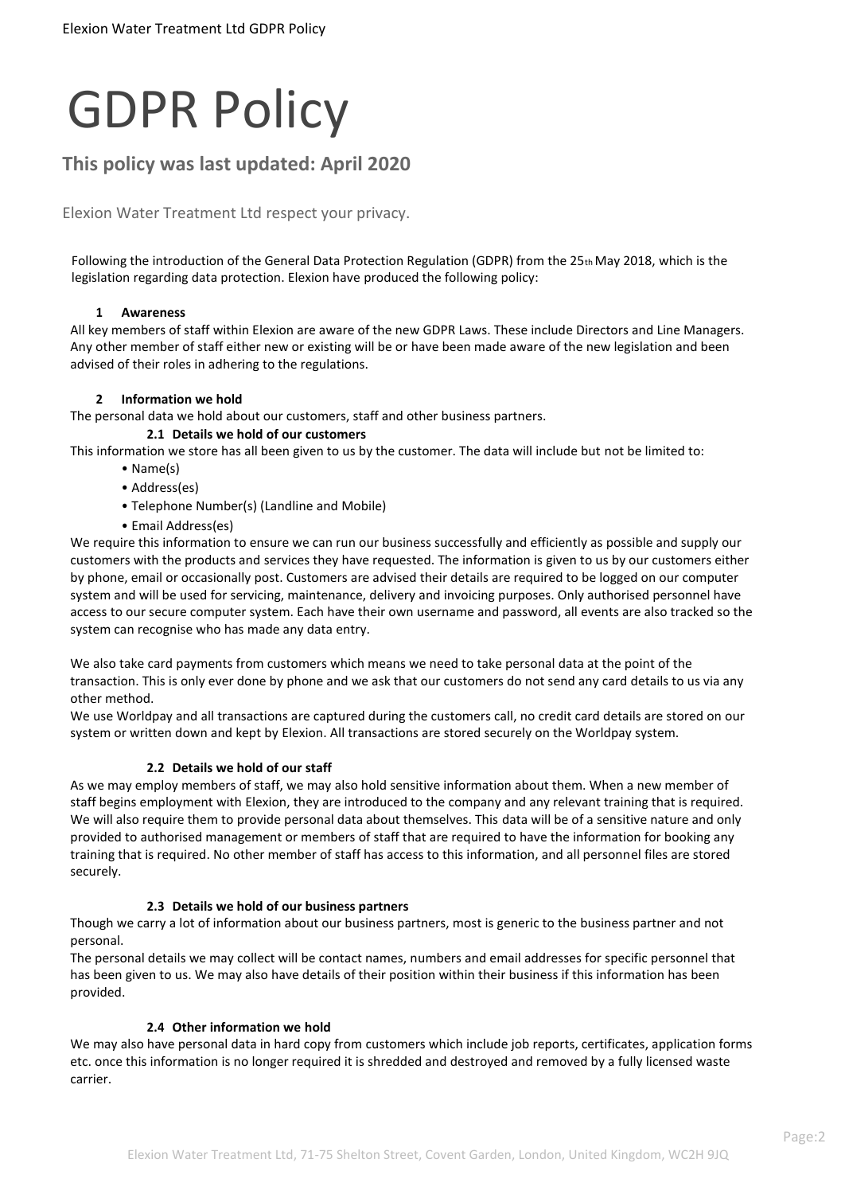# GDPR Policy

## This policy was last updated: April 2020

Elexion Water Treatment Ltd respect your privacy.

Following the introduction of the General Data Protection Regulation (GDPR) from the 25th May 2018, which is the legislation regarding data protection. Elexion have produced the following policy:

### 1 Awareness

All key members of staff within Elexion are aware of the new GDPR Laws. These include Directors and Line Managers. Any other member of staff either new or existing will be or have been made aware of the new legislation and been advised of their roles in adhering to the regulations.

### 2 Information we hold

The personal data we hold about our customers, staff and other business partners.

#### 2.1 Details we hold of our customers

This information we store has all been given to us by the customer. The data will include but not be limited to:

- Name(s)
- Address(es)
- Telephone Number(s) (Landline and Mobile)
- Email Address(es)

We require this information to ensure we can run our business successfully and efficiently as possible and supply our customers with the products and services they have requested. The information is given to us by our customers either by phone, email or occasionally post. Customers are advised their details are required to be logged on our computer system and will be used for servicing, maintenance, delivery and invoicing purposes. Only authorised personnel have access to our secure computer system. Each have their own username and password, all events are also tracked so the system can recognise who has made any data entry.

We also take card payments from customers which means we need to take personal data at the point of the transaction. This is only ever done by phone and we ask that our customers do not send any card details to us via any other method.

We use Worldpay and all transactions are captured during the customers call, no credit card details are stored on our system or written down and kept by Elexion. All transactions are stored securely on the Worldpay system.

#### 2.2 Details we hold of our staff

As we may employ members of staff, we may also hold sensitive information about them. When a new member of staff begins employment with Elexion, they are introduced to the company and any relevant training that is required. We will also require them to provide personal data about themselves. This data will be of a sensitive nature and only provided to authorised management or members of staff that are required to have the information for booking any training that is required. No other member of staff has access to this information, and all personnel files are stored securely.

#### 2.3 Details we hold of our business partners

Though we carry a lot of information about our business partners, most is generic to the business partner and not personal.

The personal details we may collect will be contact names, numbers and email addresses for specific personnel that has been given to us. We may also have details of their position within their business if this information has been provided.

#### 2.4 Other information we hold

We may also have personal data in hard copy from customers which include job reports, certificates, application forms etc. once this information is no longer required it is shredded and destroyed and removed by a fully licensed waste carrier.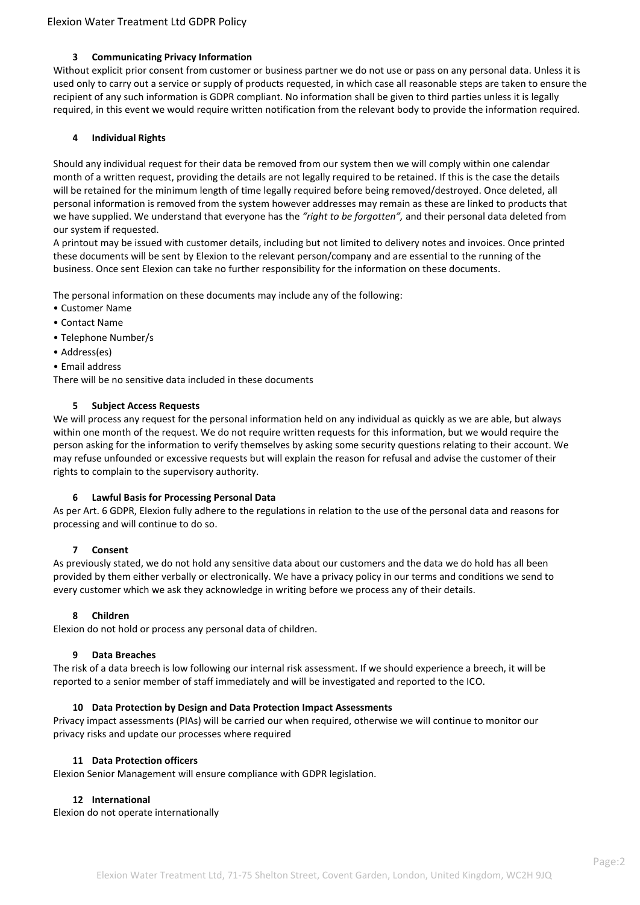### 3 Communicating Privacy Information

Without explicit prior consent from customer or business partner we do not use or pass on any personal data. Unless it is used only to carry out a service or supply of products requested, in which case all reasonable steps are taken to ensure the recipient of any such information is GDPR compliant. No information shall be given to third parties unless it is legally required, in this event we would require written notification from the relevant body to provide the information required.

### 4 Individual Rights

Should any individual request for their data be removed from our system then we will comply within one calendar month of a written request, providing the details are not legally required to be retained. If this is the case the details will be retained for the minimum length of time legally required before being removed/destroyed. Once deleted, all personal information is removed from the system however addresses may remain as these are linked to products that we have supplied. We understand that everyone has the *"right to be forgotten",* and their personal data deleted from our system if requested.

A printout may be issued with customer details, including but not limited to delivery notes and invoices. Once printed these documents will be sent by Elexion to the relevant person/company and are essential to the running of the business. Once sent Elexion can take no further responsibility for the information on these documents.

The personal information on these documents may include any of the following:

- Customer Name
- Contact Name
- Telephone Number/s
- Address(es)
- Email address

There will be no sensitive data included in these documents

### 5 Subject Access Requests

We will process any request for the personal information held on any individual as quickly as we are able, but always within one month of the request. We do not require written requests for this information, but we would require the person asking for the information to verify themselves by asking some security questions relating to their account. We may refuse unfounded or excessive requests but will explain the reason for refusal and advise the customer of their rights to complain to the supervisory authority.

### 6 Lawful Basis for Processing Personal Data

As per Art. 6 GDPR, Elexion fully adhere to the regulations in relation to the use of the personal data and reasons for processing and will continue to do so.

### 7 Consent

As previously stated, we do not hold any sensitive data about our customers and the data we do hold has all been provided by them either verbally or electronically. We have a privacy policy in our terms and conditions we send to every customer which we ask they acknowledge in writing before we process any of their details.

### 8 Children

Elexion do not hold or process any personal data of children.

### 9 Data Breaches

The risk of a data breech is low following our internal risk assessment. If we should experience a breech, it will be reported to a senior member of staff immediately and will be investigated and reported to the ICO.

### 10 Data Protection by Design and Data Protection Impact Assessments

Privacy impact assessments (PIAs) will be carried our when required, otherwise we will continue to monitor our privacy risks and update our processes where required

### 11 Data Protection officers

Elexion Senior Management will ensure compliance with GDPR legislation.

### 12 International

Elexion do not operate internationally